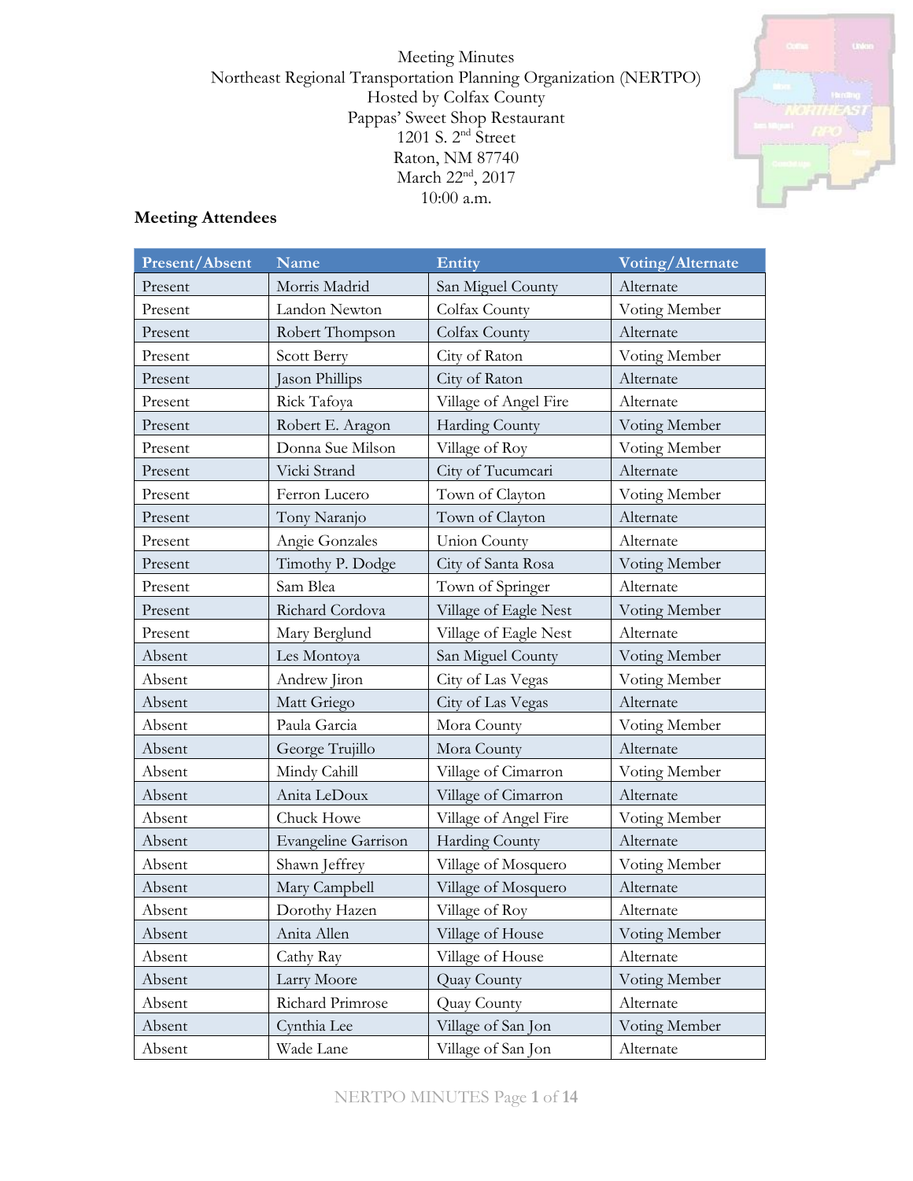Meeting Minutes
Northeast Regional Transportation Planning Organization (NERTPO)
Hosted by Colfax County
Pappas' Sweet Shop Restaurant
1201 S. 2nd Street
Raton, NM 87740
March 22nd, 2017
10:00 a.m.

## Meeting Attendees

| Present/Absent | Name | Entity | Voting/Alternate |
|---|---|---|---|
| Present | Morris Madrid | San Miguel County | Alternate |
| Present | Landon Newton | Colfax County | Voting Member |
| Present | Robert Thompson | Colfax County | Alternate |
| Present | Scott Berry | City of Raton | Voting Member |
| Present | Jason Phillips | City of Raton | Alternate |
| Present | Rick Tafoya | Village of Angel Fire | Alternate |
| Present | Robert E. Aragon | Harding County | Voting Member |
| Present | Donna Sue Milson | Village of Roy | Voting Member |
| Present | Vicki Strand | City of Tucumcari | Alternate |
| Present | Ferron Lucero | Town of Clayton | Voting Member |
| Present | Tony Naranjo | Town of Clayton | Alternate |
| Present | Angie Gonzales | Union County | Alternate |
| Present | Timothy P. Dodge | City of Santa Rosa | Voting Member |
| Present | Sam Blea | Town of Springer | Alternate |
| Present | Richard Cordova | Village of Eagle Nest | Voting Member |
| Present | Mary Berglund | Village of Eagle Nest | Alternate |
| Absent | Les Montoya | San Miguel County | Voting Member |
| Absent | Andrew Jiron | City of Las Vegas | Voting Member |
| Absent | Matt Griego | City of Las Vegas | Alternate |
| Absent | Paula Garcia | Mora County | Voting Member |
| Absent | George Trujillo | Mora County | Alternate |
| Absent | Mindy Cahill | Village of Cimarron | Voting Member |
| Absent | Anita LeDoux | Village of Cimarron | Alternate |
| Absent | Chuck Howe | Village of Angel Fire | Voting Member |
| Absent | Evangeline Garrison | Harding County | Alternate |
| Absent | Shawn Jeffrey | Village of Mosquero | Voting Member |
| Absent | Mary Campbell | Village of Mosquero | Alternate |
| Absent | Dorothy Hazen | Village of Roy | Alternate |
| Absent | Anita Allen | Village of House | Voting Member |
| Absent | Cathy Ray | Village of House | Alternate |
| Absent | Larry Moore | Quay County | Voting Member |
| Absent | Richard Primrose | Quay County | Alternate |
| Absent | Cynthia Lee | Village of San Jon | Voting Member |
| Absent | Wade Lane | Village of San Jon | Alternate |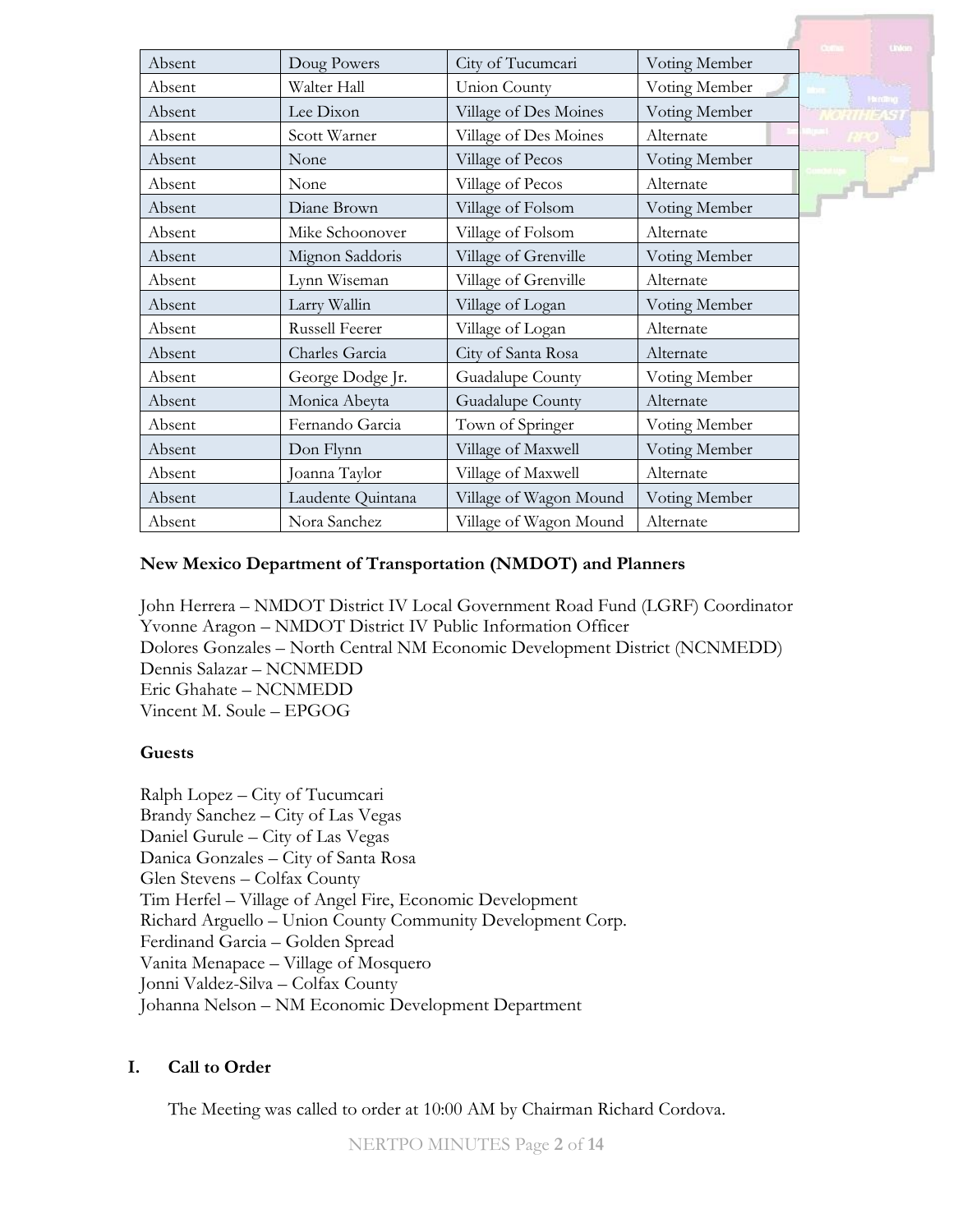| Absent | Doug Powers | City of Tucumcari | Voting Member |
|---|---|---|---|
| Absent | Walter Hall | Union County | Voting Member |
| Absent | Lee Dixon | Village of Des Moines | Voting Member |
| Absent | Scott Warner | Village of Des Moines | Alternate |
| Absent | None | Village of Pecos | Voting Member |
| Absent | None | Village of Pecos | Alternate |
| Absent | Diane Brown | Village of Folsom | Voting Member |
| Absent | Mike Schoonover | Village of Folsom | Alternate |
| Absent | Mignon Saddoris | Village of Grenville | Voting Member |
| Absent | Lynn Wiseman | Village of Grenville | Alternate |
| Absent | Larry Wallin | Village of Logan | Voting Member |
| Absent | Russell Feerer | Village of Logan | Alternate |
| Absent | Charles Garcia | City of Santa Rosa | Alternate |
| Absent | George Dodge Jr. | Guadalupe County | Voting Member |
| Absent | Monica Abeyta | Guadalupe County | Alternate |
| Absent | Fernando Garcia | Town of Springer | Voting Member |
| Absent | Don Flynn | Village of Maxwell | Voting Member |
| Absent | Joanna Taylor | Village of Maxwell | Alternate |
| Absent | Laudente Quintana | Village of Wagon Mound | Voting Member |
| Absent | Nora Sanchez | Village of Wagon Mound | Alternate |

**New Mexico Department of Transportation (NMDOT) and Planners**

John Herrera – NMDOT District IV Local Government Road Fund (LGRF) Coordinator
Yvonne Aragon – NMDOT District IV Public Information Officer
Dolores Gonzales – North Central NM Economic Development District (NCNMEDD)
Dennis Salazar – NCNMEDD
Eric Ghahate – NCNMEDD
Vincent M. Soule – EPGOG

**Guests**

Ralph Lopez – City of Tucumcari
Brandy Sanchez – City of Las Vegas
Daniel Gurule – City of Las Vegas
Danica Gonzales – City of Santa Rosa
Glen Stevens – Colfax County
Tim Herfel – Village of Angel Fire, Economic Development
Richard Arguello – Union County Community Development Corp.
Ferdinand Garcia – Golden Spread
Vanita Menapace – Village of Mosquero
Jonni Valdez-Silva – Colfax County
Johanna Nelson – NM Economic Development Department

## I. Call to Order

The Meeting was called to order at 10:00 AM by Chairman Richard Cordova.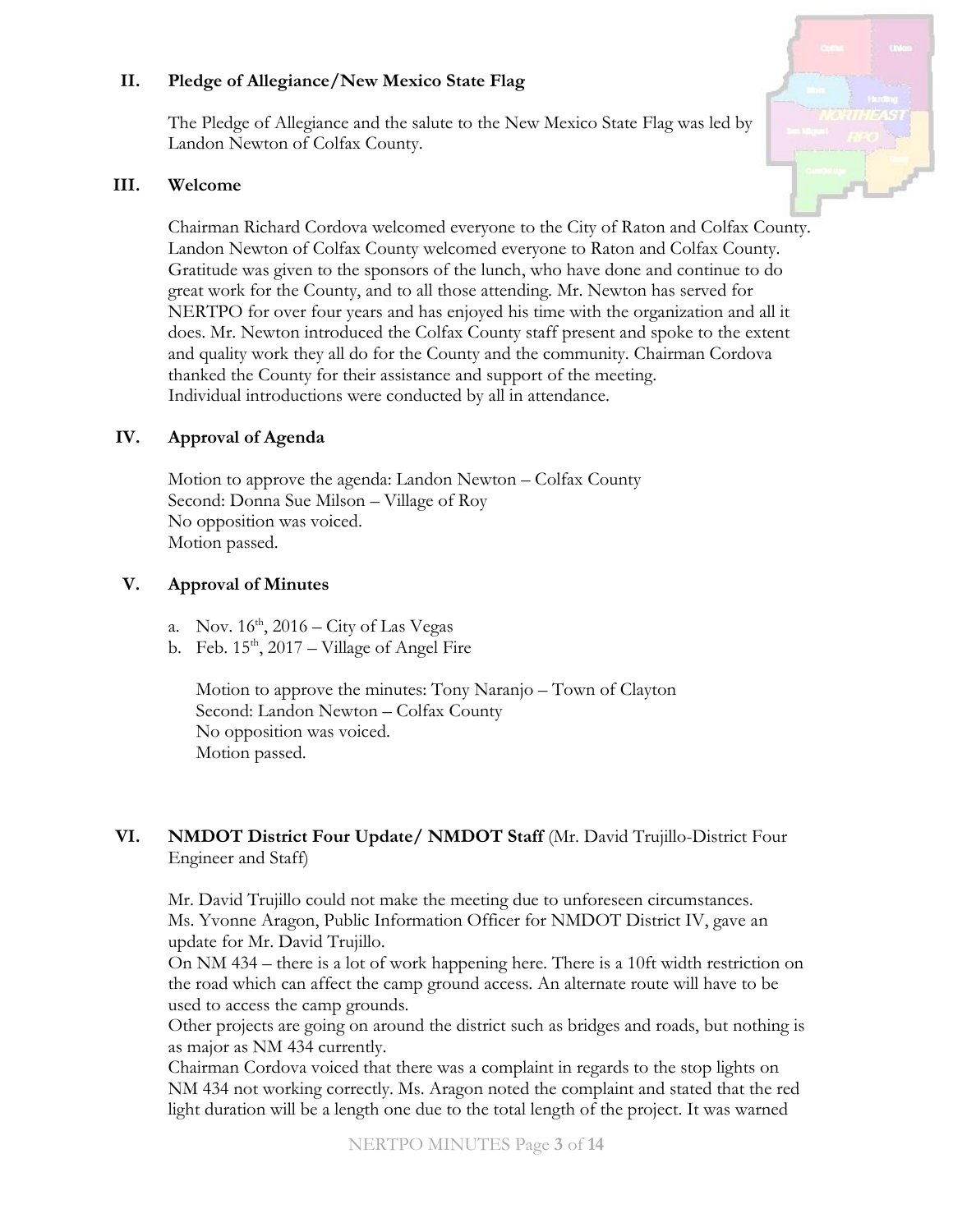## II. Pledge of Allegiance/New Mexico State Flag

The Pledge of Allegiance and the salute to the New Mexico State Flag was led by Landon Newton of Colfax County.

## III. Welcome

Chairman Richard Cordova welcomed everyone to the City of Raton and Colfax County. Landon Newton of Colfax County welcomed everyone to Raton and Colfax County. Gratitude was given to the sponsors of the lunch, who have done and continue to do great work for the County, and to all those attending. Mr. Newton has served for NERTPO for over four years and has enjoyed his time with the organization and all it does. Mr. Newton introduced the Colfax County staff present and spoke to the extent and quality work they all do for the County and the community. Chairman Cordova thanked the County for their assistance and support of the meeting.
Individual introductions were conducted by all in attendance.

## IV. Approval of Agenda

Motion to approve the agenda: Landon Newton – Colfax County
Second: Donna Sue Milson – Village of Roy
No opposition was voiced.
Motion passed.

## V. Approval of Minutes

a. Nov. 16th, 2016 – City of Las Vegas
b. Feb. 15th, 2017 – Village of Angel Fire

Motion to approve the minutes: Tony Naranjo – Town of Clayton
Second: Landon Newton – Colfax County
No opposition was voiced.
Motion passed.

## VI. NMDOT District Four Update/ NMDOT Staff (Mr. David Trujillo-District Four Engineer and Staff)

Mr. David Trujillo could not make the meeting due to unforeseen circumstances.
Ms. Yvonne Aragon, Public Information Officer for NMDOT District IV, gave an update for Mr. David Trujillo.
On NM 434 – there is a lot of work happening here. There is a 10ft width restriction on the road which can affect the camp ground access. An alternate route will have to be used to access the camp grounds.
Other projects are going on around the district such as bridges and roads, but nothing is as major as NM 434 currently.
Chairman Cordova voiced that there was a complaint in regards to the stop lights on NM 434 not working correctly. Ms. Aragon noted the complaint and stated that the red light duration will be a length one due to the total length of the project. It was warned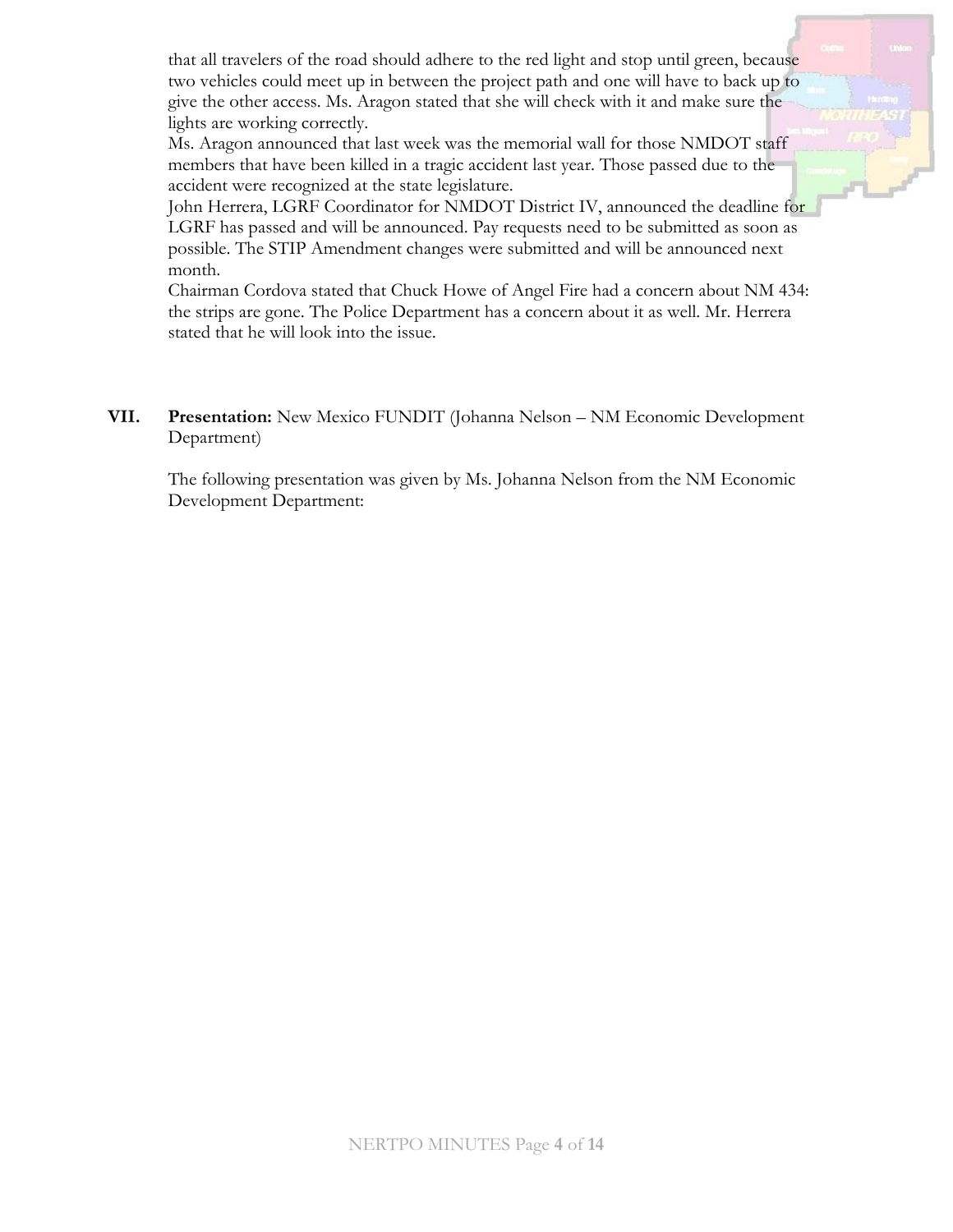that all travelers of the road should adhere to the red light and stop until green, because two vehicles could meet up in between the project path and one will have to back up to give the other access. Ms. Aragon stated that she will check with it and make sure the lights are working correctly.

Ms. Aragon announced that last week was the memorial wall for those NMDOT staff members that have been killed in a tragic accident last year. Those passed due to the accident were recognized at the state legislature.

John Herrera, LGRF Coordinator for NMDOT District IV, announced the deadline for LGRF has passed and will be announced. Pay requests need to be submitted as soon as possible. The STIP Amendment changes were submitted and will be announced next month.

Chairman Cordova stated that Chuck Howe of Angel Fire had a concern about NM 434: the strips are gone. The Police Department has a concern about it as well. Mr. Herrera stated that he will look into the issue.

**VII. Presentation:** New Mexico FUNDIT (Johanna Nelson – NM Economic Development Department)

The following presentation was given by Ms. Johanna Nelson from the NM Economic Development Department: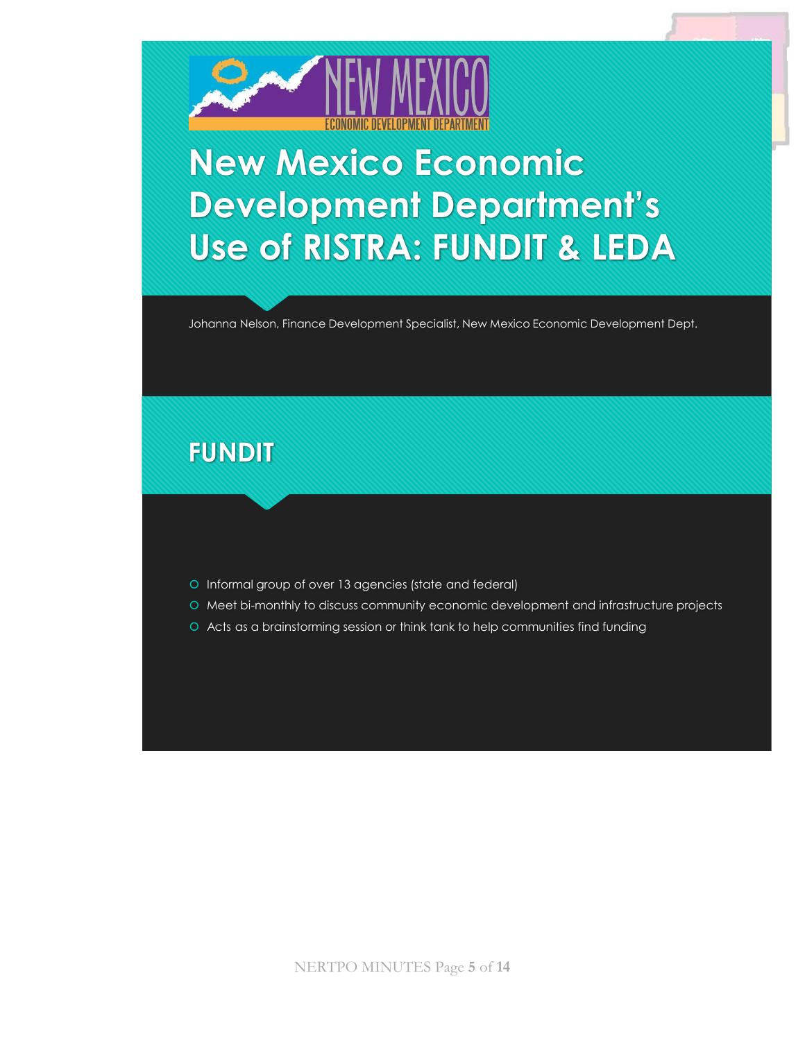# New Mexico Economic Development Department's Use of RISTRA: FUNDIT & LEDA

Johanna Nelson, Finance Development Specialist, New Mexico Economic Development Dept.

## FUNDIT

- Informal group of over 13 agencies (state and federal)
- Meet bi-monthly to discuss community economic development and infrastructure projects
- Acts as a brainstorming session or think tank to help communities find funding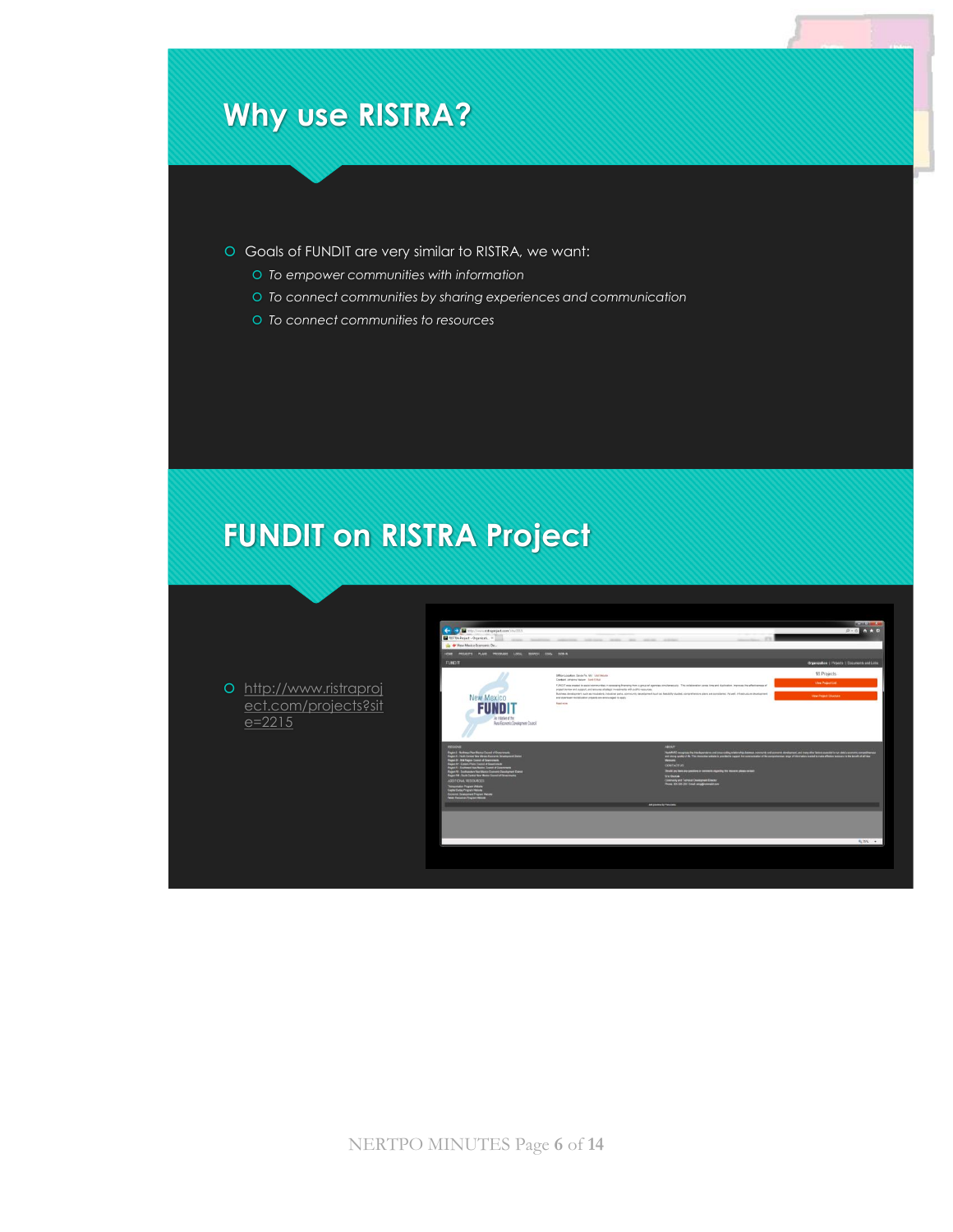## Why use RISTRA?

- Goals of FUNDIT are very similar to RISTRA, we want:
  - *To empower communities with information*
  - *To connect communities by sharing experiences and communication*
  - *To connect communities to resources*

## FUNDIT on RISTRA Project

- http://www.ristraproject.com/projects?site=2215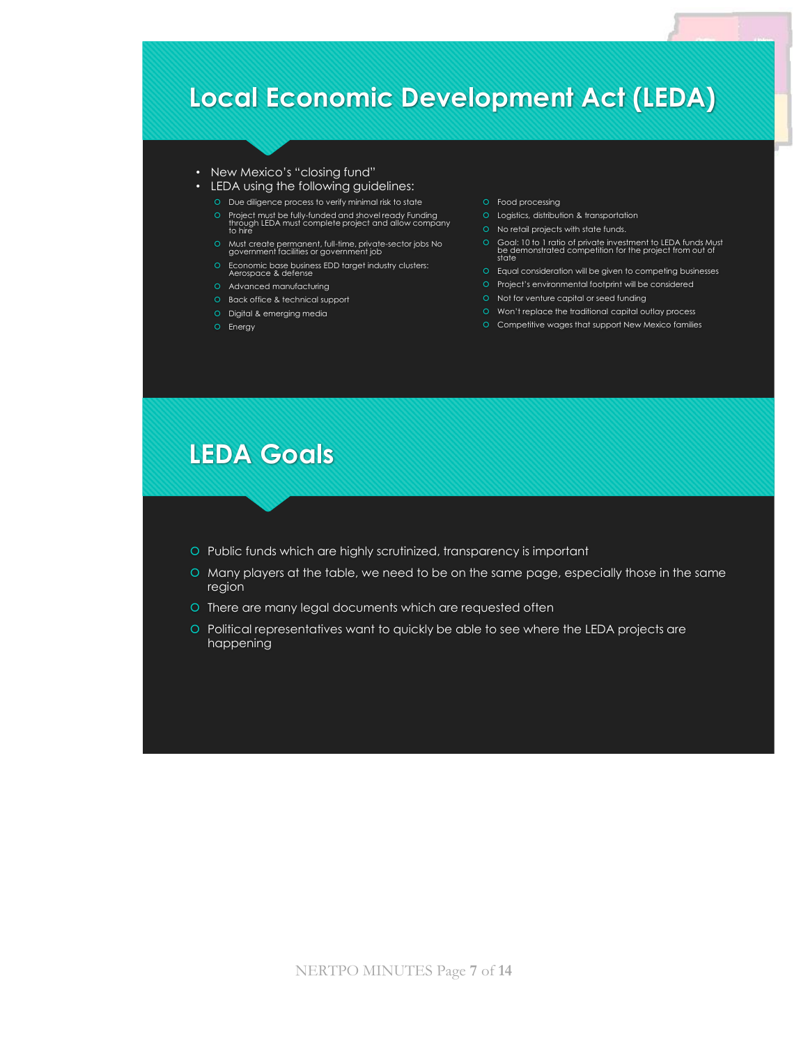## Local Economic Development Act (LEDA)

- New Mexico's "closing fund"
- LEDA using the following guidelines:
  - Due diligence process to verify minimal risk to state
  - Project must be fully-funded and shovel ready Funding through LEDA must complete project and allow company to hire
  - Must create permanent, full-time, private-sector jobs No government facilities or government job
  - Economic base business EDD target industry clusters: Aerospace & defense
  - Advanced manufacturing
  - Back office & technical support
  - Digital & emerging media
  - Energy
  - Food processing
  - Logistics, distribution & transportation
  - No retail projects with state funds.
  - Goal: 10 to 1 ratio of private investment to LEDA funds Must be demonstrated competition for the project from out of state
  - Equal consideration will be given to competing businesses
  - Project's environmental footprint will be considered
  - Not for venture capital or seed funding
  - Won't replace the traditional capital outlay process
  - Competitive wages that support New Mexico families

## LEDA Goals

- Public funds which are highly scrutinized, transparency is important
- Many players at the table, we need to be on the same page, especially those in the same region
- There are many legal documents which are requested often
- Political representatives want to quickly be able to see where the LEDA projects are happening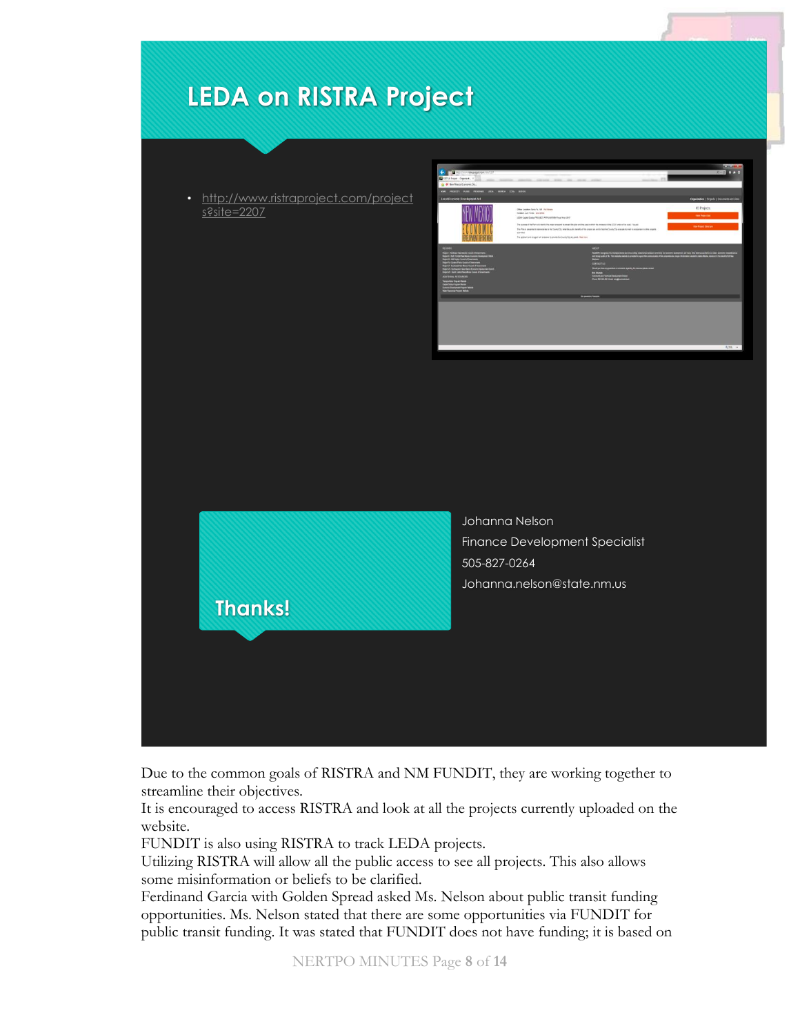## LEDA on RISTRA Project

- http://www.ristraproject.com/projects?site=2207

**Thanks!**

Johanna Nelson
Finance Development Specialist
505-827-0264
Johanna.nelson@state.nm.us

Due to the common goals of RISTRA and NM FUNDIT, they are working together to streamline their objectives.

It is encouraged to access RISTRA and look at all the projects currently uploaded on the website.

FUNDIT is also using RISTRA to track LEDA projects.

Utilizing RISTRA will allow all the public access to see all projects. This also allows some misinformation or beliefs to be clarified.

Ferdinand Garcia with Golden Spread asked Ms. Nelson about public transit funding opportunities. Ms. Nelson stated that there are some opportunities via FUNDIT for public transit funding. It was stated that FUNDIT does not have funding; it is based on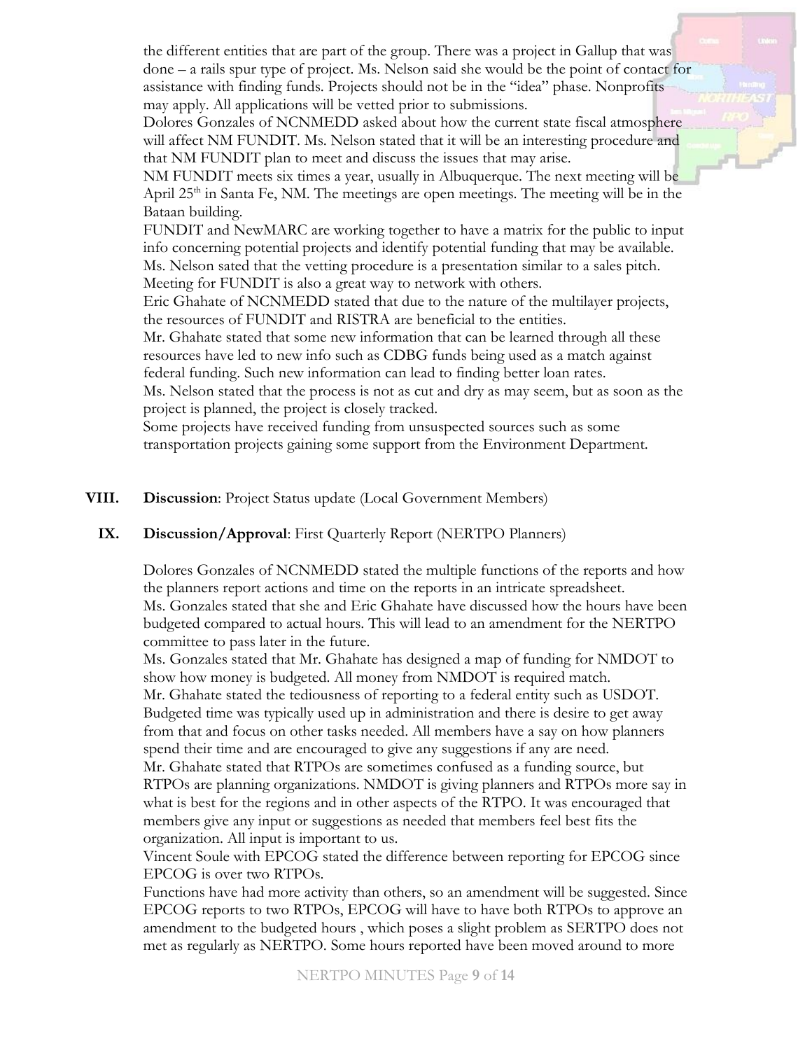the different entities that are part of the group. There was a project in Gallup that was done – a rails spur type of project. Ms. Nelson said she would be the point of contact for assistance with finding funds. Projects should not be in the "idea" phase. Nonprofits may apply. All applications will be vetted prior to submissions.

Dolores Gonzales of NCNMEDD asked about how the current state fiscal atmosphere will affect NM FUNDIT. Ms. Nelson stated that it will be an interesting procedure and that NM FUNDIT plan to meet and discuss the issues that may arise.

NM FUNDIT meets six times a year, usually in Albuquerque. The next meeting will be April 25th in Santa Fe, NM. The meetings are open meetings. The meeting will be in the Bataan building.

FUNDIT and NewMARC are working together to have a matrix for the public to input info concerning potential projects and identify potential funding that may be available.

Ms. Nelson sated that the vetting procedure is a presentation similar to a sales pitch. Meeting for FUNDIT is also a great way to network with others.

Eric Ghahate of NCNMEDD stated that due to the nature of the multilayer projects, the resources of FUNDIT and RISTRA are beneficial to the entities.

Mr. Ghahate stated that some new information that can be learned through all these resources have led to new info such as CDBG funds being used as a match against federal funding. Such new information can lead to finding better loan rates.

Ms. Nelson stated that the process is not as cut and dry as may seem, but as soon as the project is planned, the project is closely tracked.

Some projects have received funding from unsuspected sources such as some transportation projects gaining some support from the Environment Department.

**VIII. Discussion**: Project Status update (Local Government Members)

**IX. Discussion/Approval**: First Quarterly Report (NERTPO Planners)

Dolores Gonzales of NCNMEDD stated the multiple functions of the reports and how the planners report actions and time on the reports in an intricate spreadsheet.

Ms. Gonzales stated that she and Eric Ghahate have discussed how the hours have been budgeted compared to actual hours. This will lead to an amendment for the NERTPO committee to pass later in the future.

Ms. Gonzales stated that Mr. Ghahate has designed a map of funding for NMDOT to show how money is budgeted. All money from NMDOT is required match.

Mr. Ghahate stated the tediousness of reporting to a federal entity such as USDOT. Budgeted time was typically used up in administration and there is desire to get away from that and focus on other tasks needed. All members have a say on how planners spend their time and are encouraged to give any suggestions if any are need.

Mr. Ghahate stated that RTPOs are sometimes confused as a funding source, but RTPOs are planning organizations. NMDOT is giving planners and RTPOs more say in what is best for the regions and in other aspects of the RTPO. It was encouraged that members give any input or suggestions as needed that members feel best fits the organization. All input is important to us.

Vincent Soule with EPCOG stated the difference between reporting for EPCOG since EPCOG is over two RTPOs.

Functions have had more activity than others, so an amendment will be suggested. Since EPCOG reports to two RTPOs, EPCOG will have to have both RTPOs to approve an amendment to the budgeted hours , which poses a slight problem as SERTPO does not met as regularly as NERTPO. Some hours reported have been moved around to more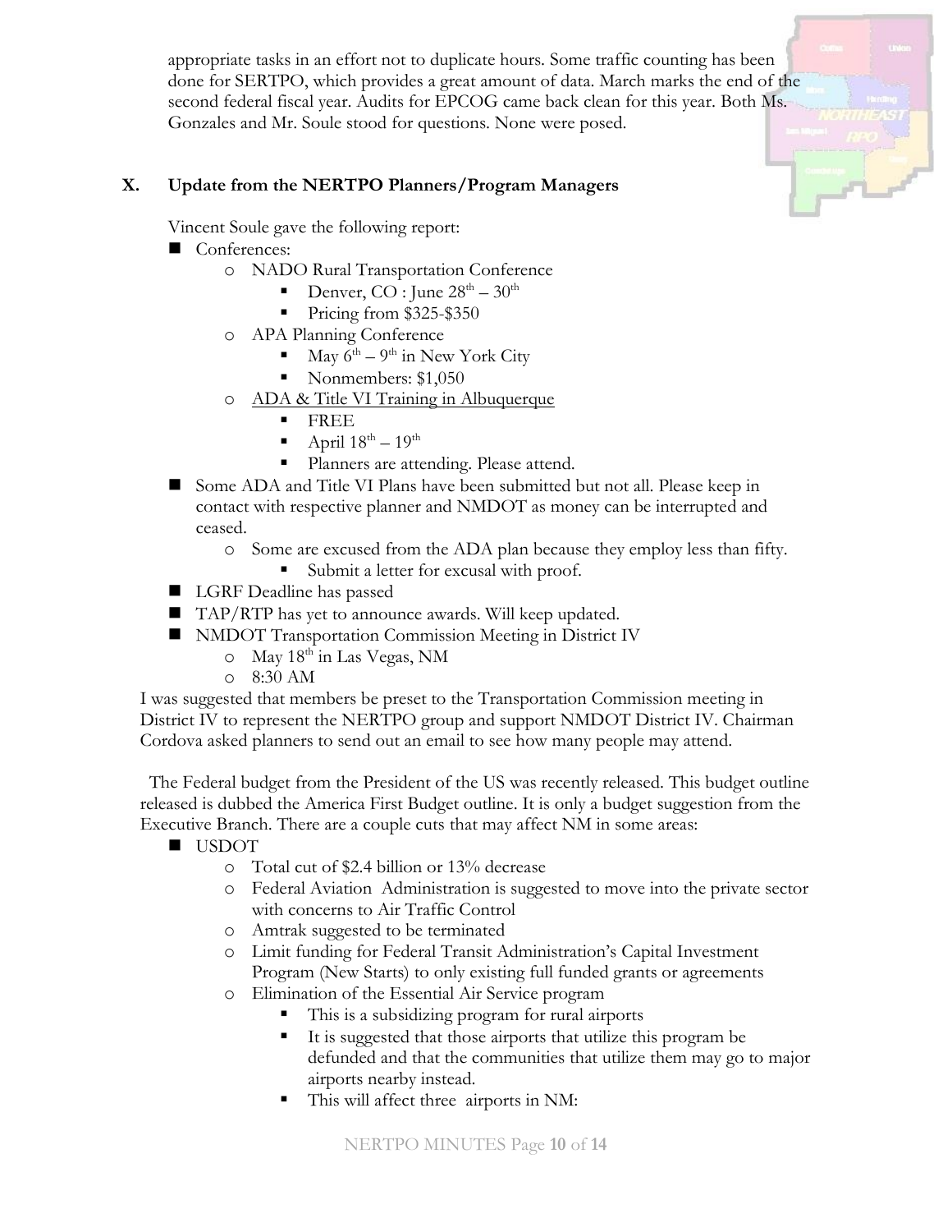appropriate tasks in an effort not to duplicate hours. Some traffic counting has been done for SERTPO, which provides a great amount of data. March marks the end of the second federal fiscal year. Audits for EPCOG came back clean for this year. Both Ms. Gonzales and Mr. Soule stood for questions. None were posed.

## X. Update from the NERTPO Planners/Program Managers

Vincent Soule gave the following report:

- Conferences:
  - NADO Rural Transportation Conference
    - Denver, CO : June 28th – 30th
    - Pricing from $325-$350
  - APA Planning Conference
    - May 6th – 9th in New York City
    - Nonmembers: $1,050
  - ADA & Title VI Training in Albuquerque
    - FREE
    - April 18th – 19th
    - Planners are attending. Please attend.
- Some ADA and Title VI Plans have been submitted but not all. Please keep in contact with respective planner and NMDOT as money can be interrupted and ceased.
  - Some are excused from the ADA plan because they employ less than fifty.
    - Submit a letter for excusal with proof.
- LGRF Deadline has passed
- TAP/RTP has yet to announce awards. Will keep updated.
- NMDOT Transportation Commission Meeting in District IV
  - May 18th in Las Vegas, NM
  - 8:30 AM

I was suggested that members be preset to the Transportation Commission meeting in District IV to represent the NERTPO group and support NMDOT District IV. Chairman Cordova asked planners to send out an email to see how many people may attend.

The Federal budget from the President of the US was recently released. This budget outline released is dubbed the America First Budget outline. It is only a budget suggestion from the Executive Branch. There are a couple cuts that may affect NM in some areas:

- USDOT
  - Total cut of $2.4 billion or 13% decrease
  - Federal Aviation Administration is suggested to move into the private sector with concerns to Air Traffic Control
  - Amtrak suggested to be terminated
  - Limit funding for Federal Transit Administration's Capital Investment Program (New Starts) to only existing full funded grants or agreements
  - Elimination of the Essential Air Service program
    - This is a subsidizing program for rural airports
    - It is suggested that those airports that utilize this program be defunded and that the communities that utilize them may go to major airports nearby instead.
    - This will affect three airports in NM: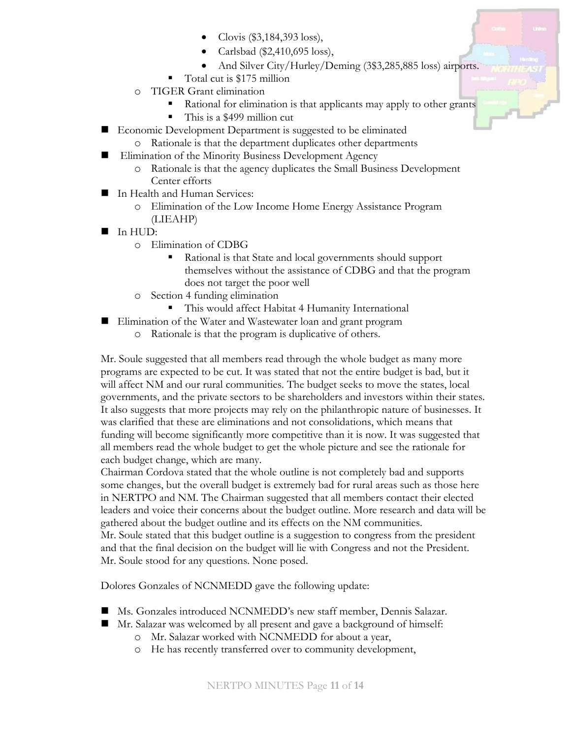- Clovis ($3,184,393 loss),
        - Carlsbad ($2,410,695 loss),
        - And Silver City/Hurley/Deming (3$3,285,885 loss) airports.
      - Total cut is $175 million
  - TIGER Grant elimination
    - Rational for elimination is that applicants may apply to other grants
    - This is a $499 million cut
- Economic Development Department is suggested to be eliminated
  - Rationale is that the department duplicates other departments
- Elimination of the Minority Business Development Agency
  - Rationale is that the agency duplicates the Small Business Development Center efforts
- In Health and Human Services:
  - Elimination of the Low Income Home Energy Assistance Program (LIEAHP)
- In HUD:
  - Elimination of CDBG
    - Rational is that State and local governments should support themselves without the assistance of CDBG and that the program does not target the poor well
  - Section 4 funding elimination
    - This would affect Habitat 4 Humanity International
- Elimination of the Water and Wastewater loan and grant program
  - Rationale is that the program is duplicative of others.

Mr. Soule suggested that all members read through the whole budget as many more programs are expected to be cut. It was stated that not the entire budget is bad, but it will affect NM and our rural communities. The budget seeks to move the states, local governments, and the private sectors to be shareholders and investors within their states. It also suggests that more projects may rely on the philanthropic nature of businesses. It was clarified that these are eliminations and not consolidations, which means that funding will become significantly more competitive than it is now. It was suggested that all members read the whole budget to get the whole picture and see the rationale for each budget change, which are many.

Chairman Cordova stated that the whole outline is not completely bad and supports some changes, but the overall budget is extremely bad for rural areas such as those here in NERTPO and NM. The Chairman suggested that all members contact their elected leaders and voice their concerns about the budget outline. More research and data will be gathered about the budget outline and its effects on the NM communities.

Mr. Soule stated that this budget outline is a suggestion to congress from the president and that the final decision on the budget will lie with Congress and not the President. Mr. Soule stood for any questions. None posed.

Dolores Gonzales of NCNMEDD gave the following update:

- Ms. Gonzales introduced NCNMEDD's new staff member, Dennis Salazar.
- Mr. Salazar was welcomed by all present and gave a background of himself:
  - Mr. Salazar worked with NCNMEDD for about a year,
  - He has recently transferred over to community development,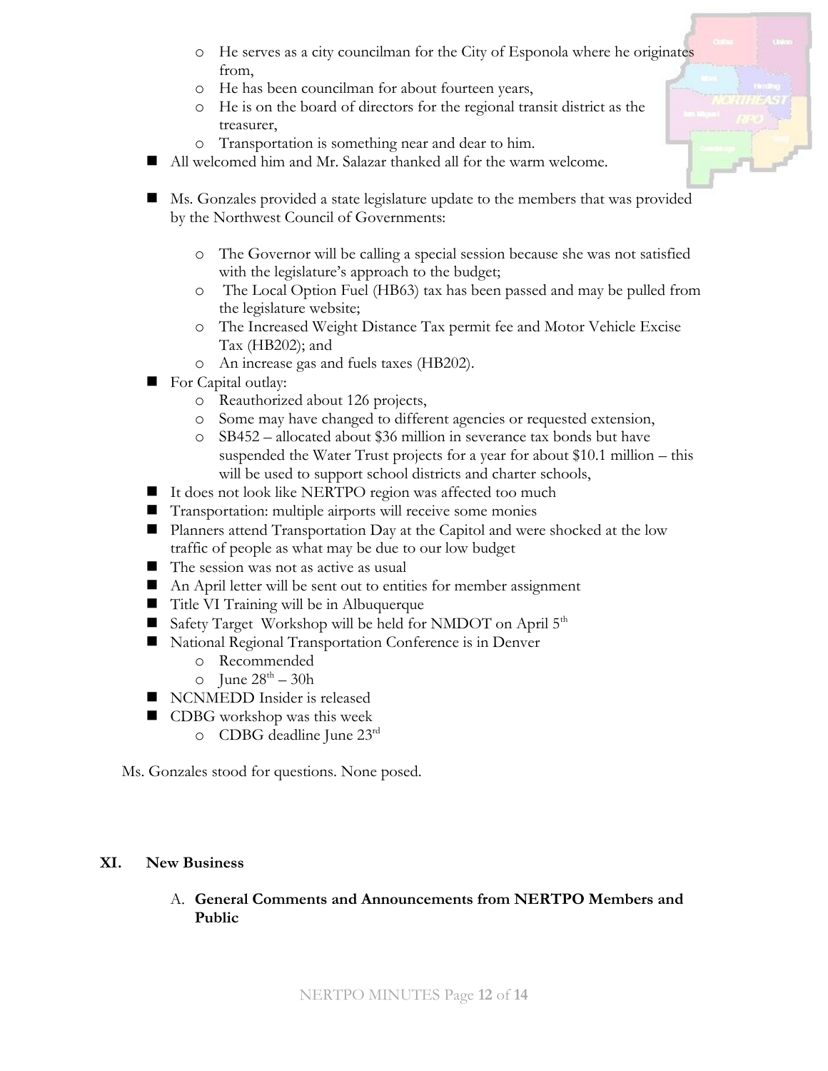- He serves as a city councilman for the City of Esponola where he originates from,
  - He has been councilman for about fourteen years,
  - He is on the board of directors for the regional transit district as the treasurer,
  - Transportation is something near and dear to him.
- All welcomed him and Mr. Salazar thanked all for the warm welcome.

- Ms. Gonzales provided a state legislature update to the members that was provided by the Northwest Council of Governments:
  - The Governor will be calling a special session because she was not satisfied with the legislature's approach to the budget;
  - The Local Option Fuel (HB63) tax has been passed and may be pulled from the legislature website;
  - The Increased Weight Distance Tax permit fee and Motor Vehicle Excise Tax (HB202); and
  - An increase gas and fuels taxes (HB202).
- For Capital outlay:
  - Reauthorized about 126 projects,
  - Some may have changed to different agencies or requested extension,
  - SB452 – allocated about $36 million in severance tax bonds but have suspended the Water Trust projects for a year for about $10.1 million – this will be used to support school districts and charter schools,
- It does not look like NERTPO region was affected too much
- Transportation: multiple airports will receive some monies
- Planners attend Transportation Day at the Capitol and were shocked at the low traffic of people as what may be due to our low budget
- The session was not as active as usual
- An April letter will be sent out to entities for member assignment
- Title VI Training will be in Albuquerque
- Safety Target Workshop will be held for NMDOT on April 5th
- National Regional Transportation Conference is in Denver
  - Recommended
  - June 28th – 30h
- NCNMEDD Insider is released
- CDBG workshop was this week
  - CDBG deadline June 23rd

Ms. Gonzales stood for questions. None posed.

## XI. New Business

A. **General Comments and Announcements from NERTPO Members and Public**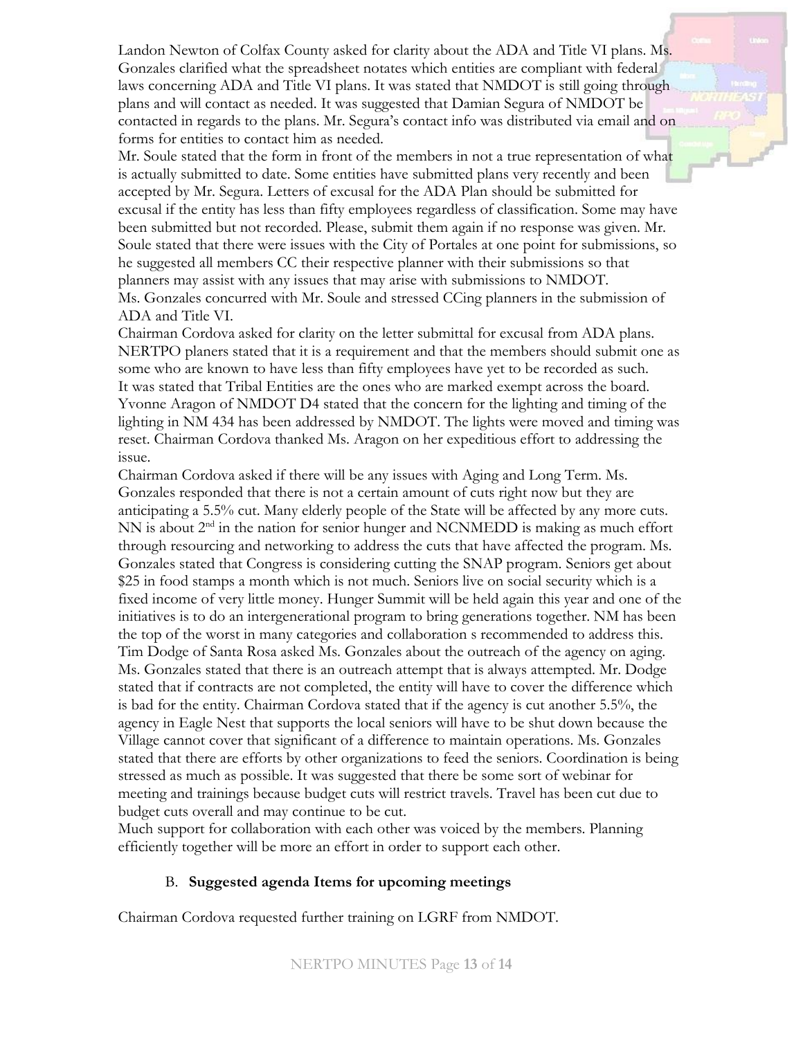Landon Newton of Colfax County asked for clarity about the ADA and Title VI plans. Ms. Gonzales clarified what the spreadsheet notates which entities are compliant with federal laws concerning ADA and Title VI plans. It was stated that NMDOT is still going through plans and will contact as needed. It was suggested that Damian Segura of NMDOT be contacted in regards to the plans. Mr. Segura's contact info was distributed via email and on forms for entities to contact him as needed.

Mr. Soule stated that the form in front of the members in not a true representation of what is actually submitted to date. Some entities have submitted plans very recently and been accepted by Mr. Segura. Letters of excusal for the ADA Plan should be submitted for excusal if the entity has less than fifty employees regardless of classification. Some may have been submitted but not recorded. Please, submit them again if no response was given. Mr. Soule stated that there were issues with the City of Portales at one point for submissions, so he suggested all members CC their respective planner with their submissions so that planners may assist with any issues that may arise with submissions to NMDOT.

Ms. Gonzales concurred with Mr. Soule and stressed CCing planners in the submission of ADA and Title VI.

Chairman Cordova asked for clarity on the letter submittal for excusal from ADA plans. NERTPO planers stated that it is a requirement and that the members should submit one as some who are known to have less than fifty employees have yet to be recorded as such.

It was stated that Tribal Entities are the ones who are marked exempt across the board.

Yvonne Aragon of NMDOT D4 stated that the concern for the lighting and timing of the lighting in NM 434 has been addressed by NMDOT. The lights were moved and timing was reset. Chairman Cordova thanked Ms. Aragon on her expeditious effort to addressing the issue.

Chairman Cordova asked if there will be any issues with Aging and Long Term. Ms. Gonzales responded that there is not a certain amount of cuts right now but they are anticipating a 5.5% cut. Many elderly people of the State will be affected by any more cuts. NN is about 2nd in the nation for senior hunger and NCNMEDD is making as much effort through resourcing and networking to address the cuts that have affected the program. Ms. Gonzales stated that Congress is considering cutting the SNAP program. Seniors get about $25 in food stamps a month which is not much. Seniors live on social security which is a fixed income of very little money. Hunger Summit will be held again this year and one of the initiatives is to do an intergenerational program to bring generations together. NM has been the top of the worst in many categories and collaboration s recommended to address this.

Tim Dodge of Santa Rosa asked Ms. Gonzales about the outreach of the agency on aging. Ms. Gonzales stated that there is an outreach attempt that is always attempted. Mr. Dodge stated that if contracts are not completed, the entity will have to cover the difference which is bad for the entity. Chairman Cordova stated that if the agency is cut another 5.5%, the agency in Eagle Nest that supports the local seniors will have to be shut down because the Village cannot cover that significant of a difference to maintain operations. Ms. Gonzales stated that there are efforts by other organizations to feed the seniors. Coordination is being stressed as much as possible. It was suggested that there be some sort of webinar for meeting and trainings because budget cuts will restrict travels. Travel has been cut due to budget cuts overall and may continue to be cut.

Much support for collaboration with each other was voiced by the members. Planning efficiently together will be more an effort in order to support each other.

B. **Suggested agenda Items for upcoming meetings**

Chairman Cordova requested further training on LGRF from NMDOT.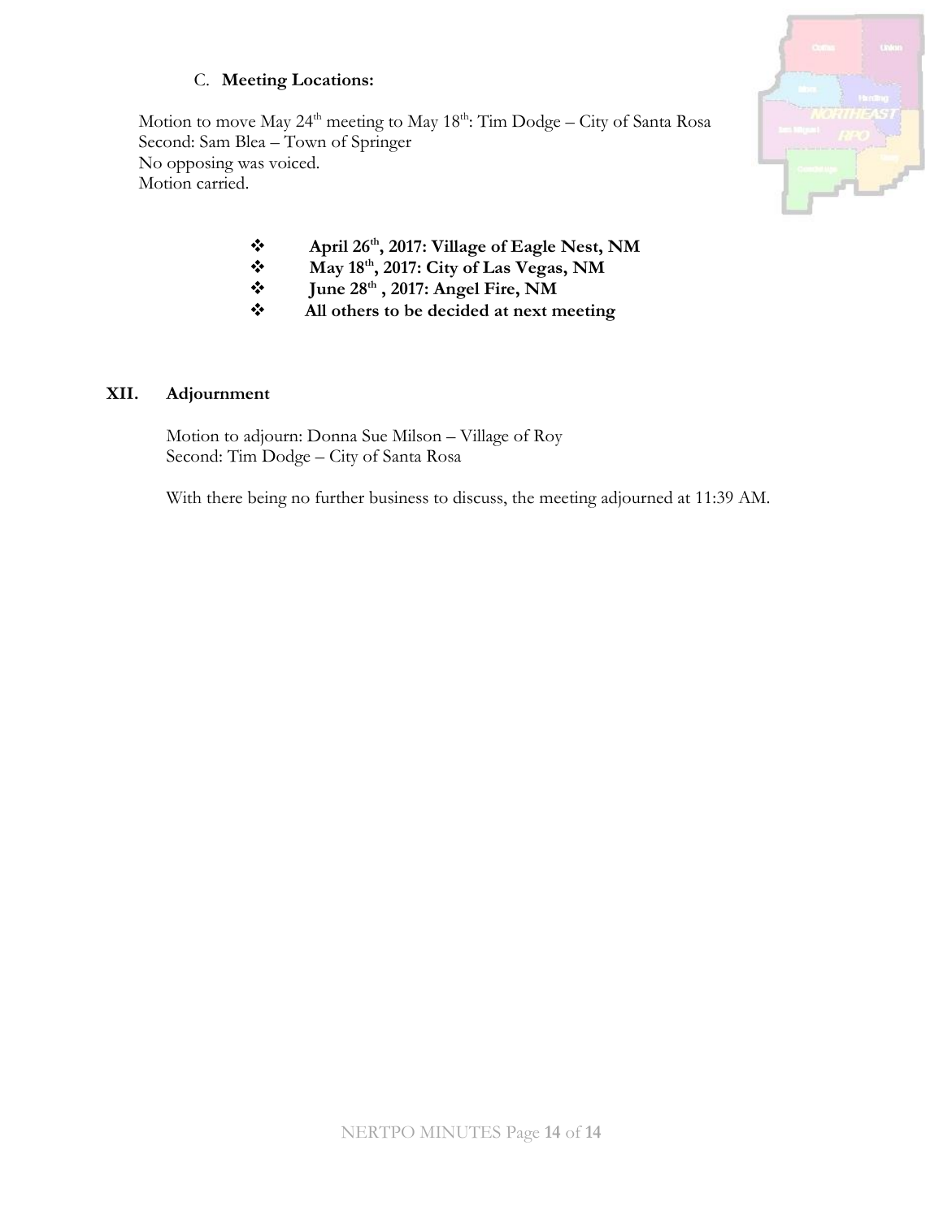C. **Meeting Locations:**

Motion to move May 24th meeting to May 18th: Tim Dodge – City of Santa Rosa
Second: Sam Blea – Town of Springer
No opposing was voiced.
Motion carried.

- **April 26th, 2017: Village of Eagle Nest, NM**
- **May 18th, 2017: City of Las Vegas, NM**
- **June 28th , 2017: Angel Fire, NM**
- **All others to be decided at next meeting**

## XII. Adjournment

Motion to adjourn: Donna Sue Milson – Village of Roy
Second: Tim Dodge – City of Santa Rosa

With there being no further business to discuss, the meeting adjourned at 11:39 AM.